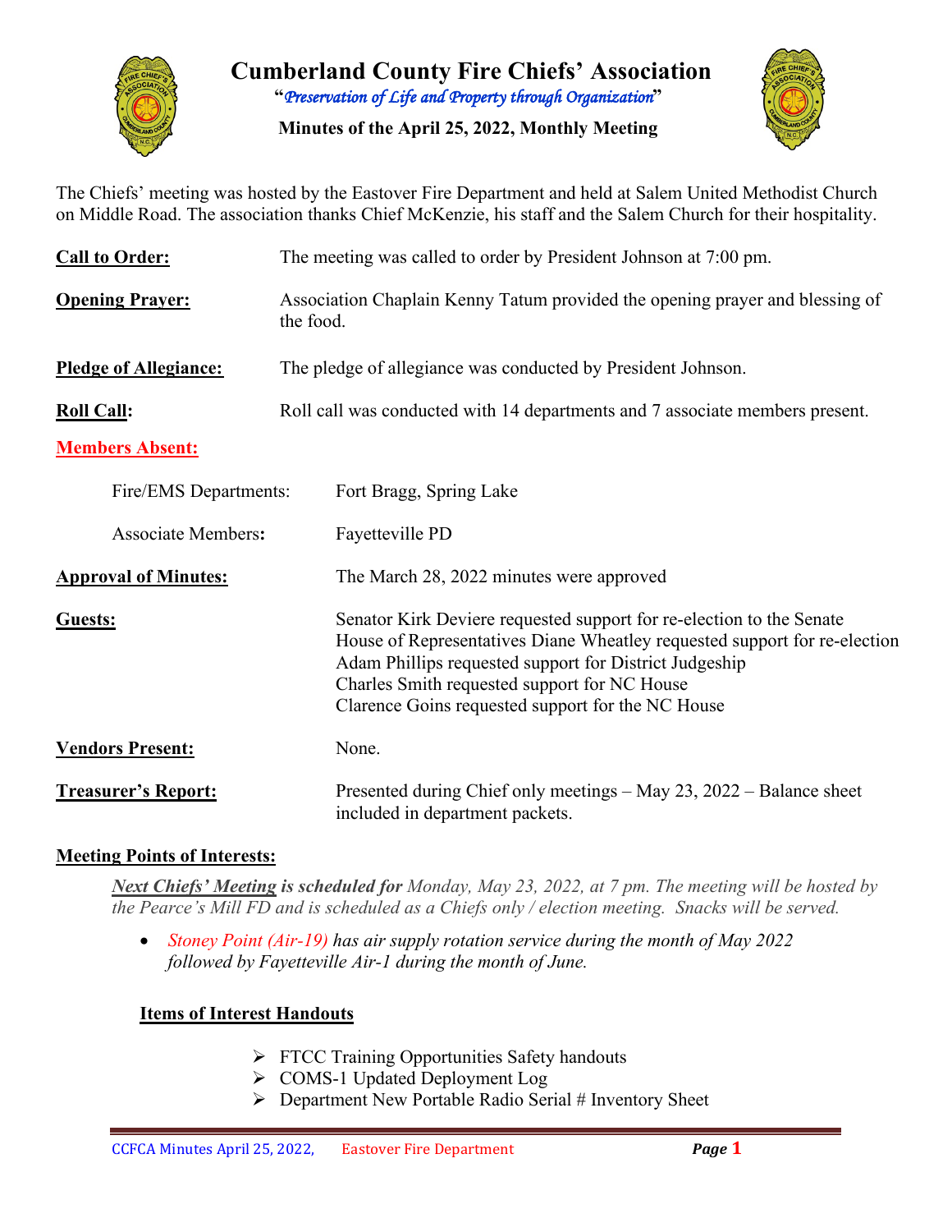# Cumberland County Fire Chiefs' Association

"*Preservation of Life and Property through Organization*"

**Minutes of the April 25, 2022, Monthly Meeting**

The Chiefs' meeting was hosted by the Eastover Fire Department and held at Salem United Methodist Church on Middle Road. The association thanks Chief McKenzie, his staff and the Salem Church for their hospitality.

**Call to Order:** The meeting was called to order by President Johnson at 7:00 pm.

**Opening Prayer:** Association Chaplain Kenny Tatum provided the opening prayer and blessing of the food.

**Pledge of Allegiance:** The pledge of allegiance was conducted by President Johnson.

**Roll Call:** Roll call was conducted with 14 departments and 7 associate members present.

**Members Absent:**

Fire/EMS Departments: Fort Bragg, Spring Lake

Associate Members: Fayetteville PD

**Approval of Minutes:** The March 28, 2022 minutes were approved

**Guests:**
Senator Kirk Deviere requested support for re-election to the Senate
House of Representatives Diane Wheatley requested support for re-election
Adam Phillips requested support for District Judgeship
Charles Smith requested support for NC House
Clarence Goins requested support for the NC House

**Vendors Present:** None.

**Treasurer's Report:** Presented during Chief only meetings – May 23, 2022 – Balance sheet included in department packets.

**Meeting Points of Interests:**

***Next Chiefs' Meeting* is scheduled for** *Monday, May 23, 2022, at 7 pm. The meeting will be hosted by the Pearce's Mill FD and is scheduled as a Chiefs only / election meeting. Snacks will be served.*

- *Stoney Point (Air-19) has air supply rotation service during the month of May 2022 followed by Fayetteville Air-1 during the month of June.*

**Items of Interest Handouts**

- FTCC Training Opportunities Safety handouts
- COMS-1 Updated Deployment Log
- Department New Portable Radio Serial # Inventory Sheet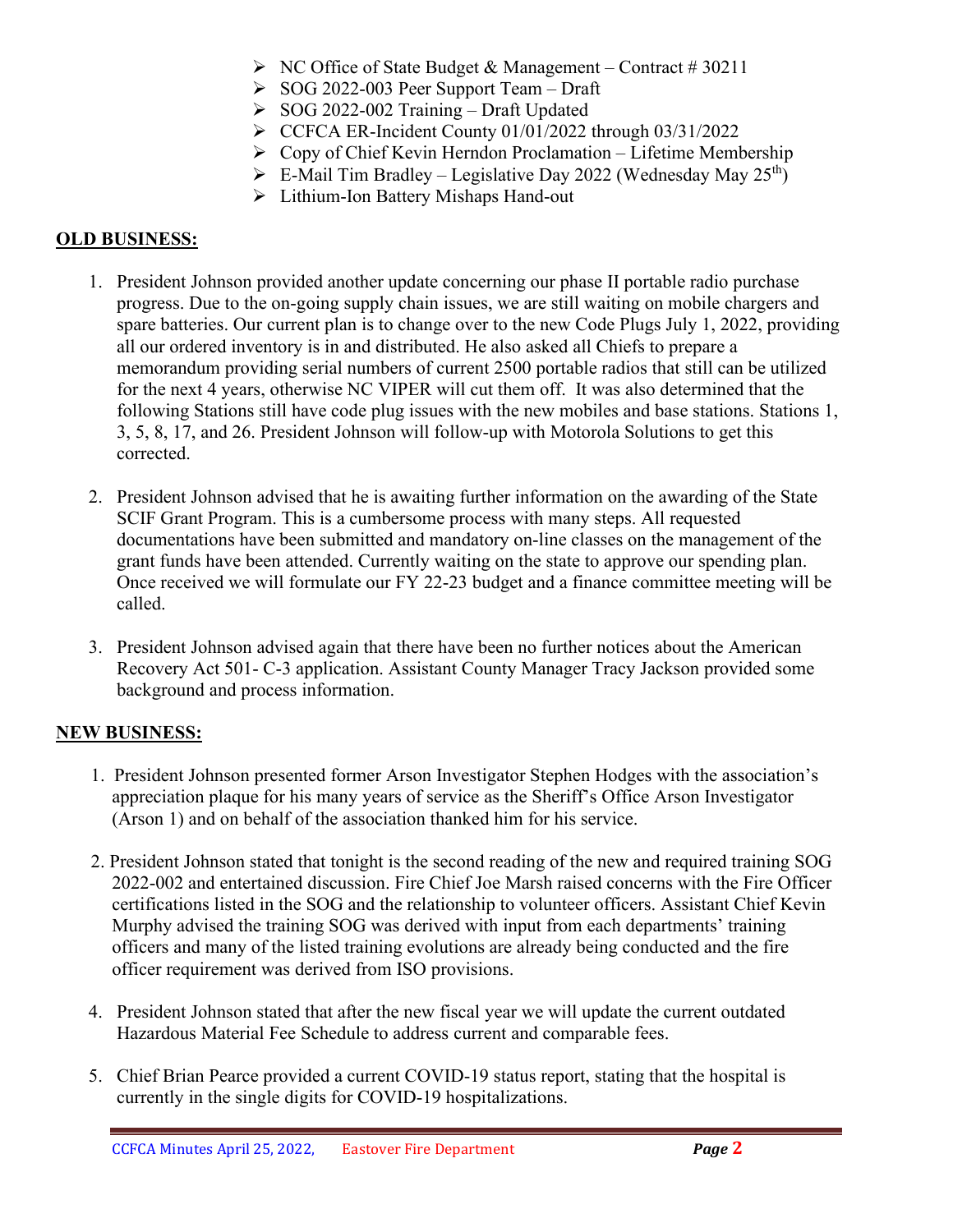- NC Office of State Budget & Management – Contract # 30211
- SOG 2022-003 Peer Support Team – Draft
- SOG 2022-002 Training – Draft Updated
- CCFCA ER-Incident County 01/01/2022 through 03/31/2022
- Copy of Chief Kevin Herndon Proclamation – Lifetime Membership
- E-Mail Tim Bradley – Legislative Day 2022 (Wednesday May 25th)
- Lithium-Ion Battery Mishaps Hand-out

**OLD BUSINESS:**

1. President Johnson provided another update concerning our phase II portable radio purchase progress. Due to the on-going supply chain issues, we are still waiting on mobile chargers and spare batteries. Our current plan is to change over to the new Code Plugs July 1, 2022, providing all our ordered inventory is in and distributed. He also asked all Chiefs to prepare a memorandum providing serial numbers of current 2500 portable radios that still can be utilized for the next 4 years, otherwise NC VIPER will cut them off. It was also determined that the following Stations still have code plug issues with the new mobiles and base stations. Stations 1, 3, 5, 8, 17, and 26. President Johnson will follow-up with Motorola Solutions to get this corrected.

2. President Johnson advised that he is awaiting further information on the awarding of the State SCIF Grant Program. This is a cumbersome process with many steps. All requested documentations have been submitted and mandatory on-line classes on the management of the grant funds have been attended. Currently waiting on the state to approve our spending plan. Once received we will formulate our FY 22-23 budget and a finance committee meeting will be called.

3. President Johnson advised again that there have been no further notices about the American Recovery Act 501- C-3 application. Assistant County Manager Tracy Jackson provided some background and process information.

**NEW BUSINESS:**

1. President Johnson presented former Arson Investigator Stephen Hodges with the association's appreciation plaque for his many years of service as the Sheriff's Office Arson Investigator (Arson 1) and on behalf of the association thanked him for his service.

2. President Johnson stated that tonight is the second reading of the new and required training SOG 2022-002 and entertained discussion. Fire Chief Joe Marsh raised concerns with the Fire Officer certifications listed in the SOG and the relationship to volunteer officers. Assistant Chief Kevin Murphy advised the training SOG was derived with input from each departments' training officers and many of the listed training evolutions are already being conducted and the fire officer requirement was derived from ISO provisions.

4. President Johnson stated that after the new fiscal year we will update the current outdated Hazardous Material Fee Schedule to address current and comparable fees.

5. Chief Brian Pearce provided a current COVID-19 status report, stating that the hospital is currently in the single digits for COVID-19 hospitalizations.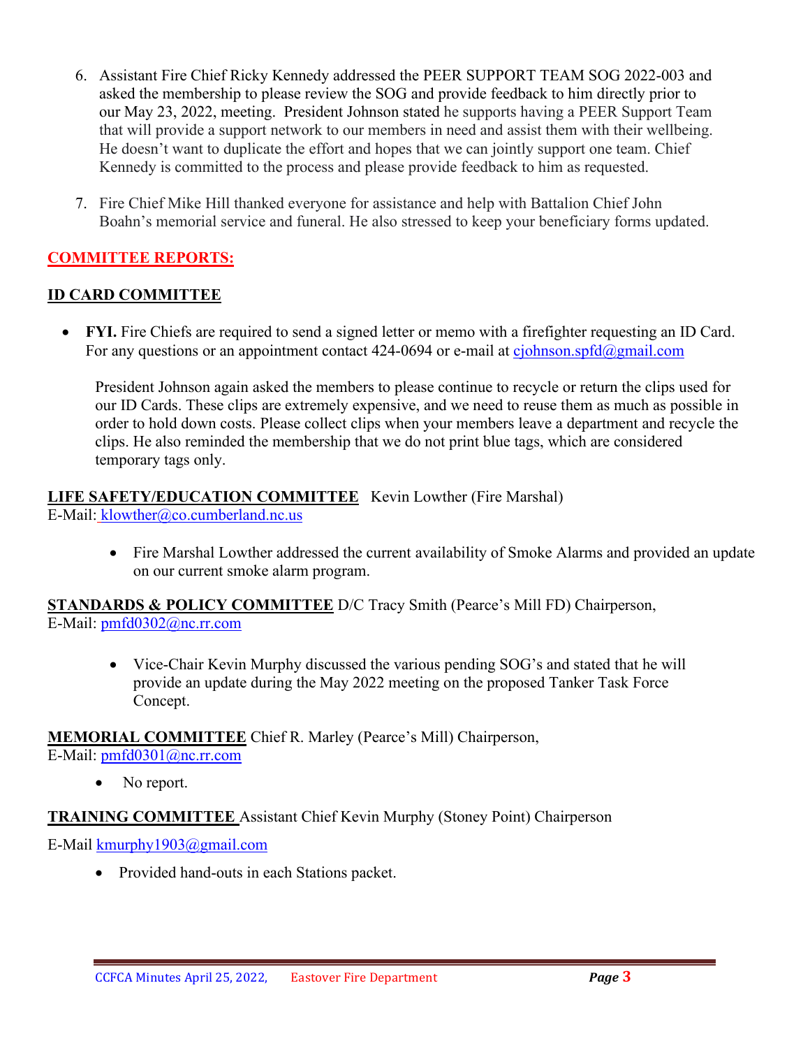6. Assistant Fire Chief Ricky Kennedy addressed the PEER SUPPORT TEAM SOG 2022-003 and asked the membership to please review the SOG and provide feedback to him directly prior to our May 23, 2022, meeting. President Johnson stated he supports having a PEER Support Team that will provide a support network to our members in need and assist them with their wellbeing. He doesn't want to duplicate the effort and hopes that we can jointly support one team. Chief Kennedy is committed to the process and please provide feedback to him as requested.

7. Fire Chief Mike Hill thanked everyone for assistance and help with Battalion Chief John Boahn's memorial service and funeral. He also stressed to keep your beneficiary forms updated.

## COMMITTEE REPORTS:

### ID CARD COMMITTEE

- **FYI.** Fire Chiefs are required to send a signed letter or memo with a firefighter requesting an ID Card. For any questions or an appointment contact 424-0694 or e-mail at cjohnson.spfd@gmail.com

  President Johnson again asked the members to please continue to recycle or return the clips used for our ID Cards. These clips are extremely expensive, and we need to reuse them as much as possible in order to hold down costs. Please collect clips when your members leave a department and recycle the clips. He also reminded the membership that we do not print blue tags, which are considered temporary tags only.

**LIFE SAFETY/EDUCATION COMMITTEE** Kevin Lowther (Fire Marshal)
E-Mail: klowther@co.cumberland.nc.us

- Fire Marshal Lowther addressed the current availability of Smoke Alarms and provided an update on our current smoke alarm program.

**STANDARDS & POLICY COMMITTEE** D/C Tracy Smith (Pearce's Mill FD) Chairperson,
E-Mail: pmfd0302@nc.rr.com

- Vice-Chair Kevin Murphy discussed the various pending SOG's and stated that he will provide an update during the May 2022 meeting on the proposed Tanker Task Force Concept.

**MEMORIAL COMMITTEE** Chief R. Marley (Pearce's Mill) Chairperson,
E-Mail: pmfd0301@nc.rr.com

- No report.

**TRAINING COMMITTEE** Assistant Chief Kevin Murphy (Stoney Point) Chairperson

E-Mail kmurphy1903@gmail.com

- Provided hand-outs in each Stations packet.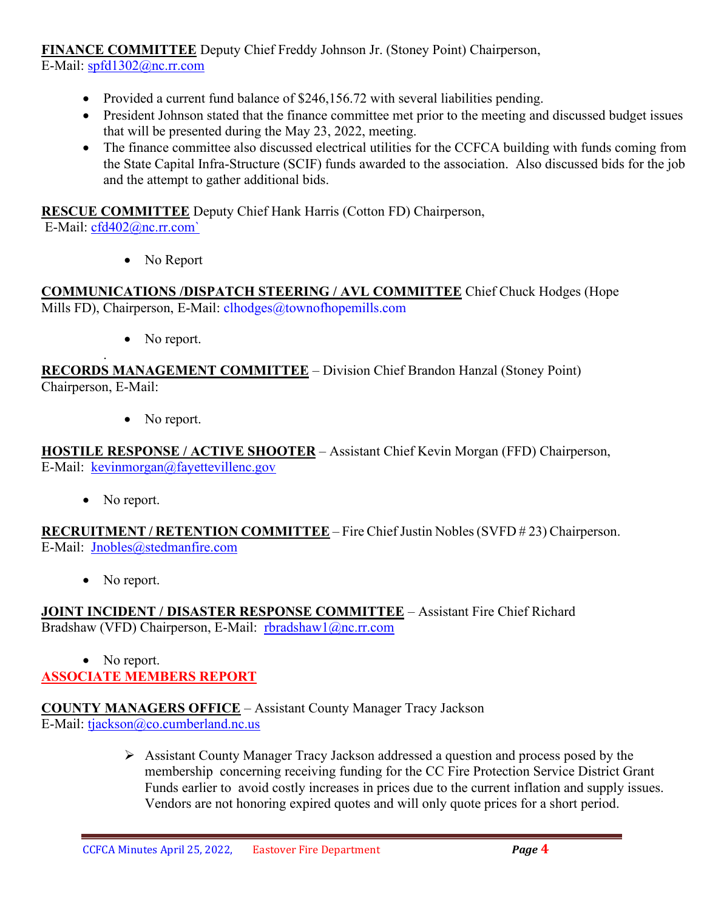**FINANCE COMMITTEE** Deputy Chief Freddy Johnson Jr. (Stoney Point) Chairperson, E-Mail: spfd1302@nc.rr.com

- Provided a current fund balance of $246,156.72 with several liabilities pending.
- President Johnson stated that the finance committee met prior to the meeting and discussed budget issues that will be presented during the May 23, 2022, meeting.
- The finance committee also discussed electrical utilities for the CCFCA building with funds coming from the State Capital Infra-Structure (SCIF) funds awarded to the association. Also discussed bids for the job and the attempt to gather additional bids.

**RESCUE COMMITTEE** Deputy Chief Hank Harris (Cotton FD) Chairperson, E-Mail: cfd402@nc.rr.com`

- No Report

**COMMUNICATIONS /DISPATCH STEERING / AVL COMMITTEE** Chief Chuck Hodges (Hope Mills FD), Chairperson, E-Mail: clhodges@townofhopemills.com

- No report.

**RECORDS MANAGEMENT COMMITTEE** – Division Chief Brandon Hanzal (Stoney Point) Chairperson, E-Mail:

- No report.

**HOSTILE RESPONSE / ACTIVE SHOOTER** – Assistant Chief Kevin Morgan (FFD) Chairperson, E-Mail: kevinmorgan@fayettevillenc.gov

- No report.

**RECRUITMENT / RETENTION COMMITTEE** – Fire Chief Justin Nobles (SVFD # 23) Chairperson. E-Mail: Jnobles@stedmanfire.com

- No report.

**JOINT INCIDENT / DISASTER RESPONSE COMMITTEE** – Assistant Fire Chief Richard Bradshaw (VFD) Chairperson, E-Mail: rbradshaw1@nc.rr.com

- No report.

**ASSOCIATE MEMBERS REPORT**

**COUNTY MANAGERS OFFICE** – Assistant County Manager Tracy Jackson E-Mail: tjackson@co.cumberland.nc.us

- Assistant County Manager Tracy Jackson addressed a question and process posed by the membership concerning receiving funding for the CC Fire Protection Service District Grant Funds earlier to avoid costly increases in prices due to the current inflation and supply issues. Vendors are not honoring expired quotes and will only quote prices for a short period.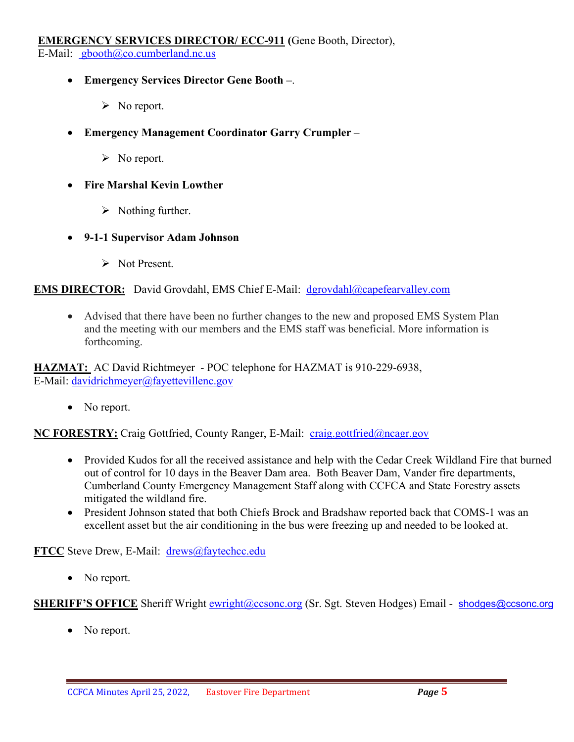**EMERGENCY SERVICES DIRECTOR/ ECC-911** (Gene Booth, Director),
E-Mail: gbooth@co.cumberland.nc.us

- **Emergency Services Director Gene Booth –**.
  - No report.
- **Emergency Management Coordinator Garry Crumpler** –
  - No report.
- **Fire Marshal Kevin Lowther**
  - Nothing further.
- **9-1-1 Supervisor Adam Johnson**
  - Not Present.

**EMS DIRECTOR:** David Grovdahl, EMS Chief E-Mail: dgrovdahl@capefearvalley.com

- Advised that there have been no further changes to the new and proposed EMS System Plan and the meeting with our members and the EMS staff was beneficial. More information is forthcoming.

**HAZMAT:** AC David Richtmeyer - POC telephone for HAZMAT is 910-229-6938,
E-Mail: davidrichmeyer@fayettevillenc.gov

- No report.

**NC FORESTRY:** Craig Gottfried, County Ranger, E-Mail: craig.gottfried@ncagr.gov

- Provided Kudos for all the received assistance and help with the Cedar Creek Wildland Fire that burned out of control for 10 days in the Beaver Dam area. Both Beaver Dam, Vander fire departments, Cumberland County Emergency Management Staff along with CCFCA and State Forestry assets mitigated the wildland fire.
- President Johnson stated that both Chiefs Brock and Bradshaw reported back that COMS-1 was an excellent asset but the air conditioning in the bus were freezing up and needed to be looked at.

**FTCC** Steve Drew, E-Mail: drews@faytechcc.edu

- No report.

**SHERIFF'S OFFICE** Sheriff Wright ewright@ccsonc.org (Sr. Sgt. Steven Hodges) Email - shodges@ccsonc.org

- No report.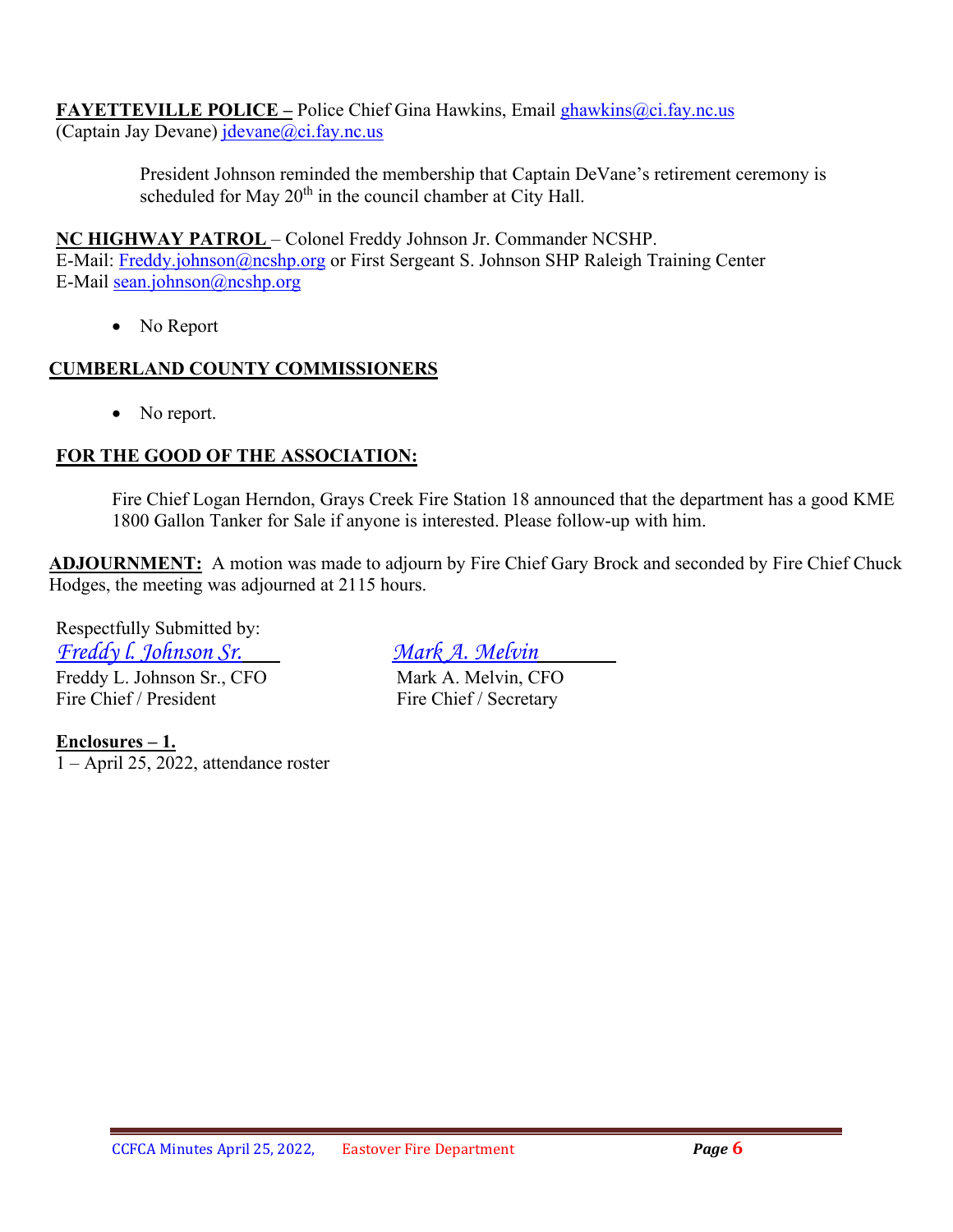**FAYETTEVILLE POLICE –** Police Chief Gina Hawkins, Email ghawkins@ci.fay.nc.us
(Captain Jay Devane) jdevane@ci.fay.nc.us

President Johnson reminded the membership that Captain DeVane's retirement ceremony is scheduled for May 20th in the council chamber at City Hall.

**NC HIGHWAY PATROL** – Colonel Freddy Johnson Jr. Commander NCSHP.
E-Mail: Freddy.johnson@ncshp.org or First Sergeant S. Johnson SHP Raleigh Training Center
E-Mail sean.johnson@ncshp.org

- No Report

**CUMBERLAND COUNTY COMMISSIONERS**

- No report.

**FOR THE GOOD OF THE ASSOCIATION:**

Fire Chief Logan Herndon, Grays Creek Fire Station 18 announced that the department has a good KME 1800 Gallon Tanker for Sale if anyone is interested. Please follow-up with him.

**ADJOURNMENT:** A motion was made to adjourn by Fire Chief Gary Brock and seconded by Fire Chief Chuck Hodges, the meeting was adjourned at 2115 hours.

Respectfully Submitted by:

*Freddy l. Johnson Sr.*
Freddy L. Johnson Sr., CFO
Fire Chief / President

*Mark A. Melvin*
Mark A. Melvin, CFO
Fire Chief / Secretary

**Enclosures – 1.**
1 – April 25, 2022, attendance roster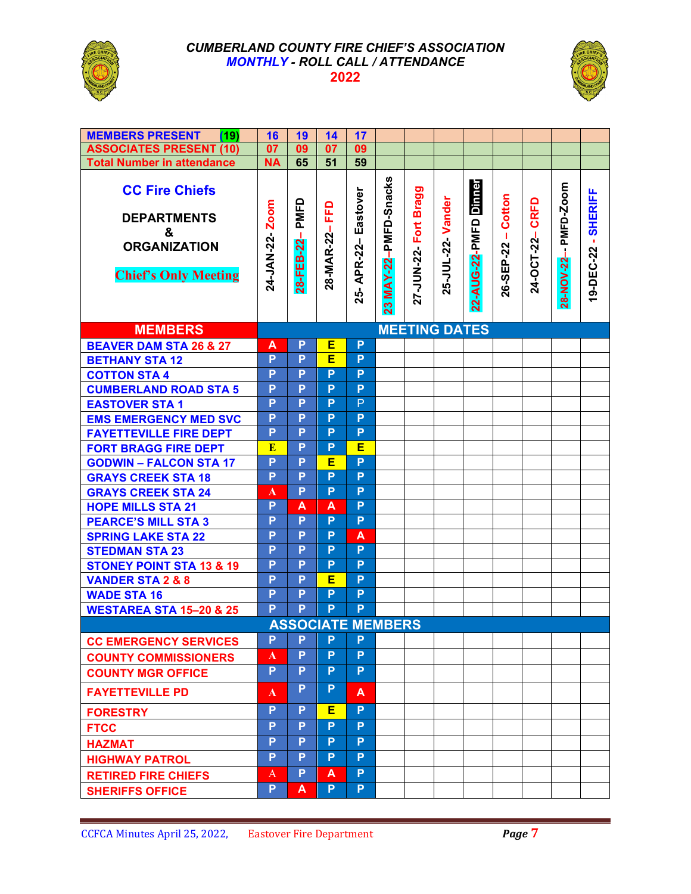# CUMBERLAND COUNTY FIRE CHIEF'S ASSOCIATION

## MONTHLY - ROLL CALL / ATTENDANCE

## 2022

| MEMBERS PRESENT (19) | 16 | 19 | 14 | 17 | | | | | | | | |
|---|---|---|---|---|---|---|---|---|---|---|---|---|
| ASSOCIATES PRESENT (10) | 07 | 09 | 07 | 09 | | | | | | | | |
| Total Number in attendance | NA | 65 | 51 | 59 | | | | | | | | |
| CC Fire Chiefs DEPARTMENTS & ORGANIZATION Chief's Only Meeting | 24-JAN-22- Zoom | 28-FEB-22– PMFD | 28-MAR-22– FFD | 25- APR-22– Eastover | 23 MAY-22–PMFD-Snacks | 27-JUN-22- Fort Bragg | 25-JUL-22- Vander | 22-AUG-22-PMFD Dinner | 26-SEP-22 – Cotton | 24-OCT-22– CRFD | 28-NOV-22-- PMFD-Zoom | 19-DEC-22 - SHERIFF |
| **MEMBERS** | **MEETING DATES** | | | | | | | | | | | |
| BEAVER DAM STA 26 & 27 | A | P | E | P | | | | | | | | |
| BETHANY STA 12 | P | P | E | P | | | | | | | | |
| COTTON STA 4 | P | P | P | P | | | | | | | | |
| CUMBERLAND ROAD STA 5 | P | P | P | P | | | | | | | | |
| EASTOVER STA 1 | P | P | P | P | | | | | | | | |
| EMS EMERGENCY MED SVC | P | P | P | P | | | | | | | | |
| FAYETTEVILLE FIRE DEPT | P | P | P | P | | | | | | | | |
| FORT BRAGG FIRE DEPT | E | P | P | E | | | | | | | | |
| GODWIN – FALCON STA 17 | P | P | E | P | | | | | | | | |
| GRAYS CREEK STA 18 | P | P | P | P | | | | | | | | |
| GRAYS CREEK STA 24 | A | P | P | P | | | | | | | | |
| HOPE MILLS STA 21 | P | A | A | P | | | | | | | | |
| PEARCE'S MILL STA 3 | P | P | P | P | | | | | | | | |
| SPRING LAKE STA 22 | P | P | P | A | | | | | | | | |
| STEDMAN STA 23 | P | P | P | P | | | | | | | | |
| STONEY POINT STA 13 & 19 | P | P | P | P | | | | | | | | |
| VANDER STA 2 & 8 | P | P | E | P | | | | | | | | |
| WADE STA 16 | P | P | P | P | | | | | | | | |
| WESTAREA STA 15–20 & 25 | P | P | P | P | | | | | | | | |
| **ASSOCIATE MEMBERS** | | | | | | | | | | | | |
| CC EMERGENCY SERVICES | P | P | P | P | | | | | | | | |
| COUNTY COMMISSIONERS | A | P | P | P | | | | | | | | |
| COUNTY MGR OFFICE | P | P | P | P | | | | | | | | |
| FAYETTEVILLE PD | A | P | P | A | | | | | | | | |
| FORESTRY | P | P | E | P | | | | | | | | |
| FTCC | P | P | P | P | | | | | | | | |
| HAZMAT | P | P | P | P | | | | | | | | |
| HIGHWAY PATROL | P | P | P | P | | | | | | | | |
| RETIRED FIRE CHIEFS | A | P | A | P | | | | | | | | |
| SHERIFFS OFFICE | P | A | P | P | | | | | | | | |

CCFCA Minutes April 25, 2022, Eastover Fire Department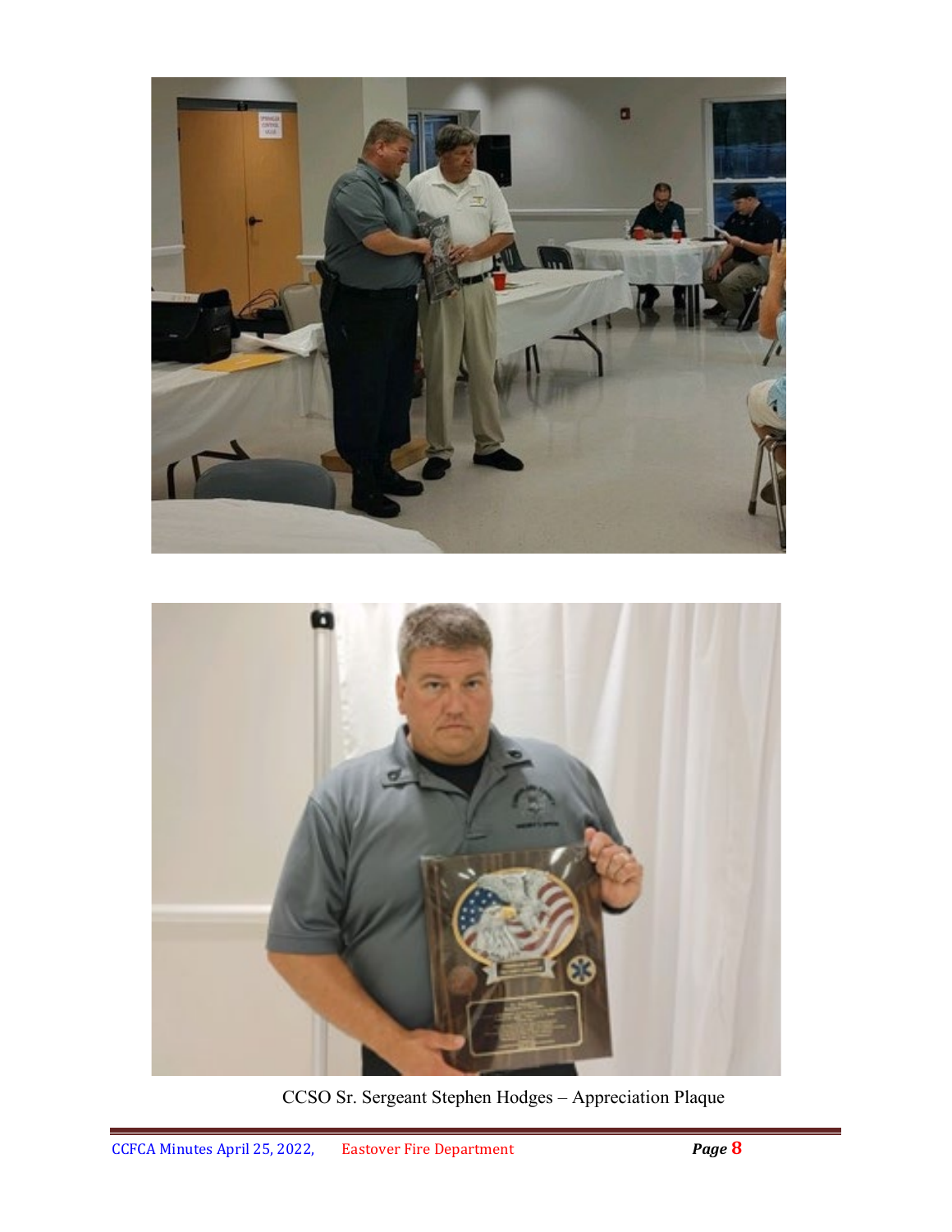CCSO Sr. Sergeant Stephen Hodges – Appreciation Plaque